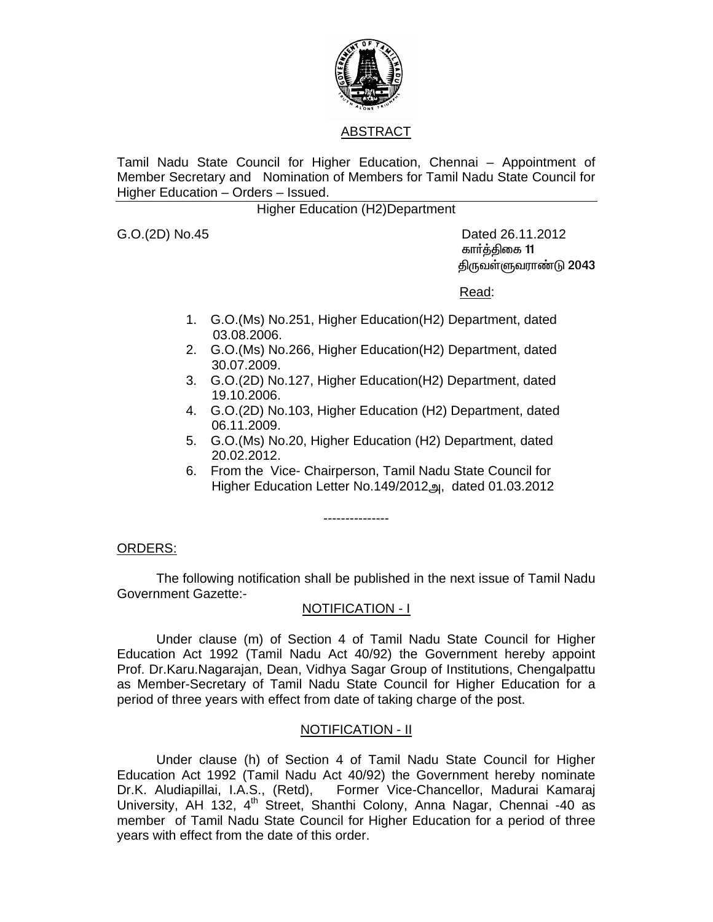## ABSTRACT

Tamil Nadu State Council for Higher Education, Chennai – Appointment of Member Secretary and Nomination of Members for Tamil Nadu State Council for Higher Education – Orders – Issued.

Higher Education (H2)Department

G.O.(2D) No.45

Dated 26.11.2012
கார்த்திகை 11
திருவள்ளுவராண்டு 2043

Read:

1. G.O.(Ms) No.251, Higher Education(H2) Department, dated 03.08.2006.
2. G.O.(Ms) No.266, Higher Education(H2) Department, dated 30.07.2009.
3. G.O.(2D) No.127, Higher Education(H2) Department, dated 19.10.2006.
4. G.O.(2D) No.103, Higher Education (H2) Department, dated 06.11.2009.
5. G.O.(Ms) No.20, Higher Education (H2) Department, dated 20.02.2012.
6. From the Vice- Chairperson, Tamil Nadu State Council for Higher Education Letter No.149/2012அ, dated 01.03.2012

---------------

ORDERS:

The following notification shall be published in the next issue of Tamil Nadu Government Gazette:-

### NOTIFICATION - I

Under clause (m) of Section 4 of Tamil Nadu State Council for Higher Education Act 1992 (Tamil Nadu Act 40/92) the Government hereby appoint Prof. Dr.Karu.Nagarajan, Dean, Vidhya Sagar Group of Institutions, Chengalpattu as Member-Secretary of Tamil Nadu State Council for Higher Education for a period of three years with effect from date of taking charge of the post.

### NOTIFICATION - II

Under clause (h) of Section 4 of Tamil Nadu State Council for Higher Education Act 1992 (Tamil Nadu Act 40/92) the Government hereby nominate Dr.K. Aludiapillai, I.A.S., (Retd), Former Vice-Chancellor, Madurai Kamaraj University, AH 132, 4th Street, Shanthi Colony, Anna Nagar, Chennai -40 as member of Tamil Nadu State Council for Higher Education for a period of three years with effect from the date of this order.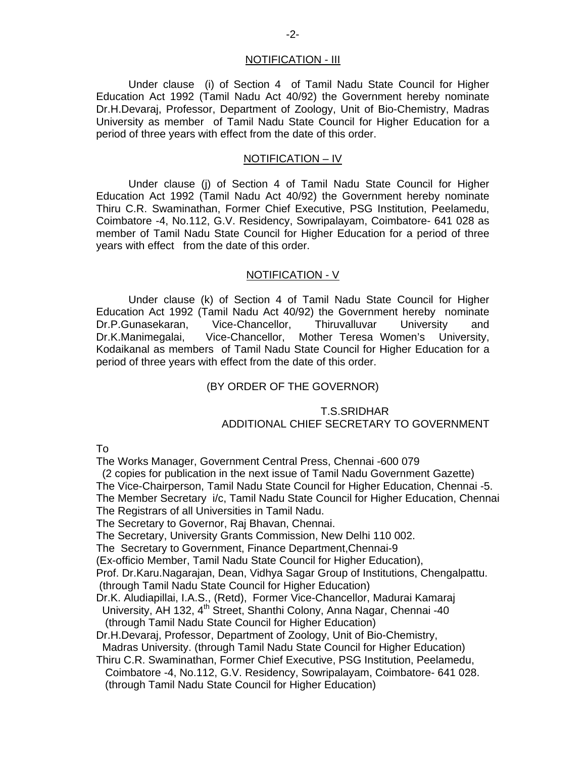## NOTIFICATION - III

Under clause (i) of Section 4 of Tamil Nadu State Council for Higher Education Act 1992 (Tamil Nadu Act 40/92) the Government hereby nominate Dr.H.Devaraj, Professor, Department of Zoology, Unit of Bio-Chemistry, Madras University as member of Tamil Nadu State Council for Higher Education for a period of three years with effect from the date of this order.

## NOTIFICATION – IV

Under clause (j) of Section 4 of Tamil Nadu State Council for Higher Education Act 1992 (Tamil Nadu Act 40/92) the Government hereby nominate Thiru C.R. Swaminathan, Former Chief Executive, PSG Institution, Peelamedu, Coimbatore -4, No.112, G.V. Residency, Sowripalayam, Coimbatore- 641 028 as member of Tamil Nadu State Council for Higher Education for a period of three years with effect from the date of this order.

## NOTIFICATION - V

Under clause (k) of Section 4 of Tamil Nadu State Council for Higher Education Act 1992 (Tamil Nadu Act 40/92) the Government hereby nominate Dr.P.Gunasekaran, Vice-Chancellor, Thiruvalluvar University and Dr.K.Manimegalai, Vice-Chancellor, Mother Teresa Women's University, Kodaikanal as members of Tamil Nadu State Council for Higher Education for a period of three years with effect from the date of this order.

(BY ORDER OF THE GOVERNOR)

T.S.SRIDHAR
ADDITIONAL CHIEF SECRETARY TO GOVERNMENT

To

The Works Manager, Government Central Press, Chennai -600 079
(2 copies for publication in the next issue of Tamil Nadu Government Gazette)
The Vice-Chairperson, Tamil Nadu State Council for Higher Education, Chennai -5.
The Member Secretary i/c, Tamil Nadu State Council for Higher Education, Chennai
The Registrars of all Universities in Tamil Nadu.
The Secretary to Governor, Raj Bhavan, Chennai.
The Secretary, University Grants Commission, New Delhi 110 002.
The Secretary to Government, Finance Department,Chennai-9
(Ex-officio Member, Tamil Nadu State Council for Higher Education),
Prof. Dr.Karu.Nagarajan, Dean, Vidhya Sagar Group of Institutions, Chengalpattu.
(through Tamil Nadu State Council for Higher Education)
Dr.K. Aludiapillai, I.A.S., (Retd), Former Vice-Chancellor, Madurai Kamaraj University, AH 132, 4th Street, Shanthi Colony, Anna Nagar, Chennai -40
(through Tamil Nadu State Council for Higher Education)
Dr.H.Devaraj, Professor, Department of Zoology, Unit of Bio-Chemistry, Madras University. (through Tamil Nadu State Council for Higher Education)
Thiru C.R. Swaminathan, Former Chief Executive, PSG Institution, Peelamedu, Coimbatore -4, No.112, G.V. Residency, Sowripalayam, Coimbatore- 641 028.
(through Tamil Nadu State Council for Higher Education)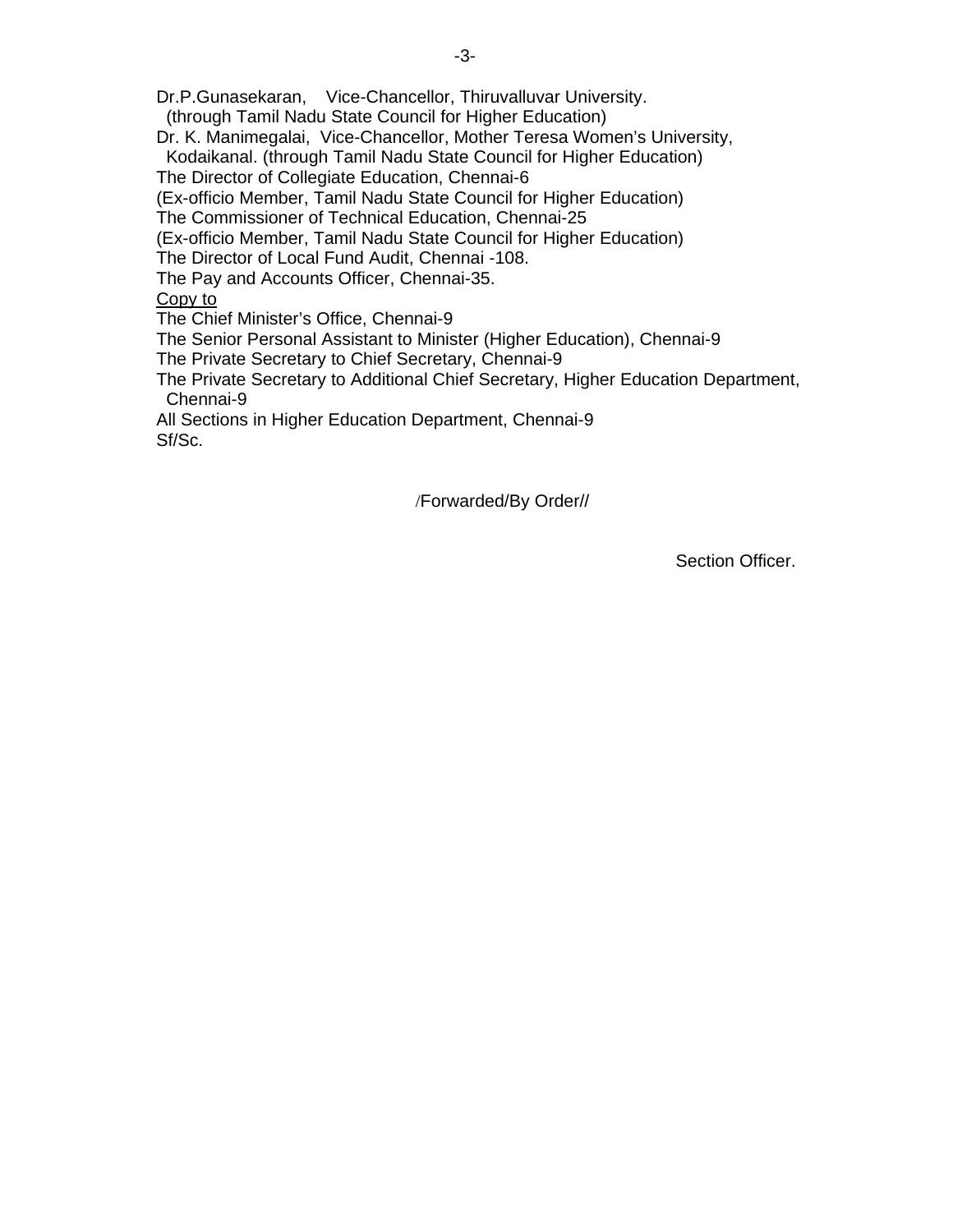Dr.P.Gunasekaran, Vice-Chancellor, Thiruvalluvar University.
(through Tamil Nadu State Council for Higher Education)
Dr. K. Manimegalai, Vice-Chancellor, Mother Teresa Women's University, Kodaikanal. (through Tamil Nadu State Council for Higher Education)
The Director of Collegiate Education, Chennai-6
(Ex-officio Member, Tamil Nadu State Council for Higher Education)
The Commissioner of Technical Education, Chennai-25
(Ex-officio Member, Tamil Nadu State Council for Higher Education)
The Director of Local Fund Audit, Chennai -108.
The Pay and Accounts Officer, Chennai-35.

<u>Copy to</u>

The Chief Minister's Office, Chennai-9
The Senior Personal Assistant to Minister (Higher Education), Chennai-9
The Private Secretary to Chief Secretary, Chennai-9
The Private Secretary to Additional Chief Secretary, Higher Education Department, Chennai-9
All Sections in Higher Education Department, Chennai-9
Sf/Sc.

/Forwarded/By Order//

Section Officer.